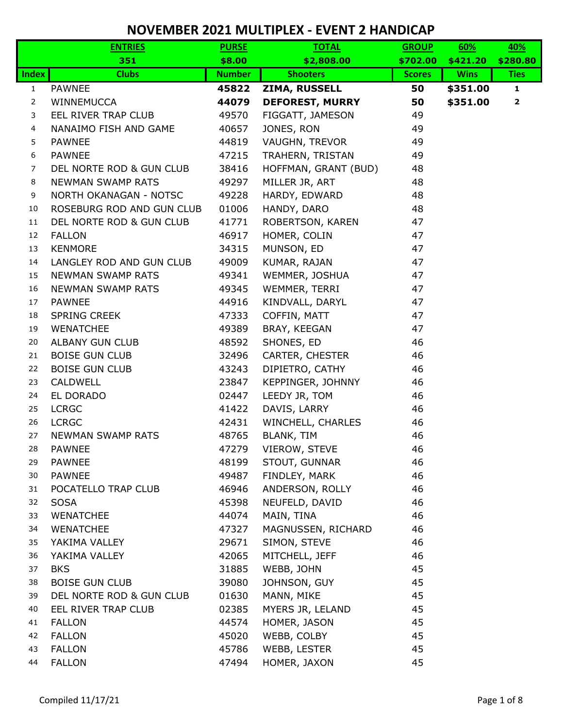# NOVEMBER 2021 MULTIPLEX - EVENT 2 HANDICAP

| | ENTRIES | PURSE | TOTAL | GROUP | 60% | 40% |
|---|---|---|---|---|---|---|
| | 351 | $8.00 | $2,808.00 | $702.00 | $421.20 | $280.80 |
| **Index** | **Clubs** | **Number** | **Shooters** | **Scores** | **Wins** | **Ties** |
| 1 | PAWNEE | **45822** | **ZIMA, RUSSELL** | **50** | **$351.00** | **1** |
| 2 | WINNEMUCCA | **44079** | **DEFOREST, MURRY** | **50** | **$351.00** | **2** |
| 3 | EEL RIVER TRAP CLUB | 49570 | FIGGATT, JAMESON | 49 | | |
| 4 | NANAIMO FISH AND GAME | 40657 | JONES, RON | 49 | | |
| 5 | PAWNEE | 44819 | VAUGHN, TREVOR | 49 | | |
| 6 | PAWNEE | 47215 | TRAHERN, TRISTAN | 49 | | |
| 7 | DEL NORTE ROD & GUN CLUB | 38416 | HOFFMAN, GRANT (BUD) | 48 | | |
| 8 | NEWMAN SWAMP RATS | 49297 | MILLER JR, ART | 48 | | |
| 9 | NORTH OKANAGAN - NOTSC | 49228 | HARDY, EDWARD | 48 | | |
| 10 | ROSEBURG ROD AND GUN CLUB | 01006 | HANDY, DARO | 48 | | |
| 11 | DEL NORTE ROD & GUN CLUB | 41771 | ROBERTSON, KAREN | 47 | | |
| 12 | FALLON | 46917 | HOMER, COLIN | 47 | | |
| 13 | KENMORE | 34315 | MUNSON, ED | 47 | | |
| 14 | LANGLEY ROD AND GUN CLUB | 49009 | KUMAR, RAJAN | 47 | | |
| 15 | NEWMAN SWAMP RATS | 49341 | WEMMER, JOSHUA | 47 | | |
| 16 | NEWMAN SWAMP RATS | 49345 | WEMMER, TERRI | 47 | | |
| 17 | PAWNEE | 44916 | KINDVALL, DARYL | 47 | | |
| 18 | SPRING CREEK | 47333 | COFFIN, MATT | 47 | | |
| 19 | WENATCHEE | 49389 | BRAY, KEEGAN | 47 | | |
| 20 | ALBANY GUN CLUB | 48592 | SHONES, ED | 46 | | |
| 21 | BOISE GUN CLUB | 32496 | CARTER, CHESTER | 46 | | |
| 22 | BOISE GUN CLUB | 43243 | DIPIETRO, CATHY | 46 | | |
| 23 | CALDWELL | 23847 | KEPPINGER, JOHNNY | 46 | | |
| 24 | EL DORADO | 02447 | LEEDY JR, TOM | 46 | | |
| 25 | LCRGC | 41422 | DAVIS, LARRY | 46 | | |
| 26 | LCRGC | 42431 | WINCHELL, CHARLES | 46 | | |
| 27 | NEWMAN SWAMP RATS | 48765 | BLANK, TIM | 46 | | |
| 28 | PAWNEE | 47279 | VIEROW, STEVE | 46 | | |
| 29 | PAWNEE | 48199 | STOUT, GUNNAR | 46 | | |
| 30 | PAWNEE | 49487 | FINDLEY, MARK | 46 | | |
| 31 | POCATELLO TRAP CLUB | 46946 | ANDERSON, ROLLY | 46 | | |
| 32 | SOSA | 45398 | NEUFELD, DAVID | 46 | | |
| 33 | WENATCHEE | 44074 | MAIN, TINA | 46 | | |
| 34 | WENATCHEE | 47327 | MAGNUSSEN, RICHARD | 46 | | |
| 35 | YAKIMA VALLEY | 29671 | SIMON, STEVE | 46 | | |
| 36 | YAKIMA VALLEY | 42065 | MITCHELL, JEFF | 46 | | |
| 37 | BKS | 31885 | WEBB, JOHN | 45 | | |
| 38 | BOISE GUN CLUB | 39080 | JOHNSON, GUY | 45 | | |
| 39 | DEL NORTE ROD & GUN CLUB | 01630 | MANN, MIKE | 45 | | |
| 40 | EEL RIVER TRAP CLUB | 02385 | MYERS JR, LELAND | 45 | | |
| 41 | FALLON | 44574 | HOMER, JASON | 45 | | |
| 42 | FALLON | 45020 | WEBB, COLBY | 45 | | |
| 43 | FALLON | 45786 | WEBB, LESTER | 45 | | |
| 44 | FALLON | 47494 | HOMER, JAXON | 45 | | |

Compiled 11/17/21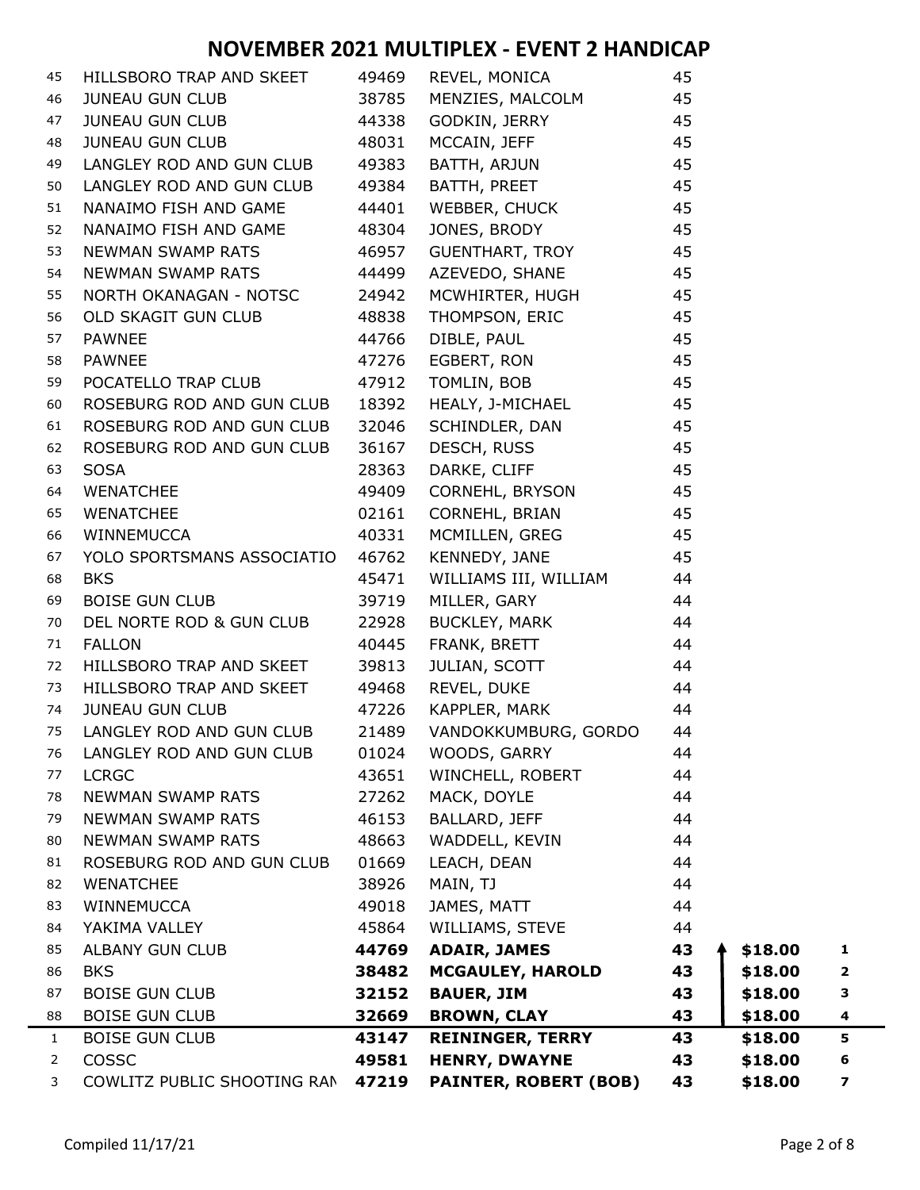# NOVEMBER 2021 MULTIPLEX - EVENT 2 HANDICAP

| | | | | | | |
|---|---|---|---|---|---|---|
| 45 | HILLSBORO TRAP AND SKEET | 49469 | REVEL, MONICA | 45 | | |
| 46 | JUNEAU GUN CLUB | 38785 | MENZIES, MALCOLM | 45 | | |
| 47 | JUNEAU GUN CLUB | 44338 | GODKIN, JERRY | 45 | | |
| 48 | JUNEAU GUN CLUB | 48031 | MCCAIN, JEFF | 45 | | |
| 49 | LANGLEY ROD AND GUN CLUB | 49383 | BATTH, ARJUN | 45 | | |
| 50 | LANGLEY ROD AND GUN CLUB | 49384 | BATTH, PREET | 45 | | |
| 51 | NANAIMO FISH AND GAME | 44401 | WEBBER, CHUCK | 45 | | |
| 52 | NANAIMO FISH AND GAME | 48304 | JONES, BRODY | 45 | | |
| 53 | NEWMAN SWAMP RATS | 46957 | GUENTHART, TROY | 45 | | |
| 54 | NEWMAN SWAMP RATS | 44499 | AZEVEDO, SHANE | 45 | | |
| 55 | NORTH OKANAGAN - NOTSC | 24942 | MCWHIRTER, HUGH | 45 | | |
| 56 | OLD SKAGIT GUN CLUB | 48838 | THOMPSON, ERIC | 45 | | |
| 57 | PAWNEE | 44766 | DIBLE, PAUL | 45 | | |
| 58 | PAWNEE | 47276 | EGBERT, RON | 45 | | |
| 59 | POCATELLO TRAP CLUB | 47912 | TOMLIN, BOB | 45 | | |
| 60 | ROSEBURG ROD AND GUN CLUB | 18392 | HEALY, J-MICHAEL | 45 | | |
| 61 | ROSEBURG ROD AND GUN CLUB | 32046 | SCHINDLER, DAN | 45 | | |
| 62 | ROSEBURG ROD AND GUN CLUB | 36167 | DESCH, RUSS | 45 | | |
| 63 | SOSA | 28363 | DARKE, CLIFF | 45 | | |
| 64 | WENATCHEE | 49409 | CORNEHL, BRYSON | 45 | | |
| 65 | WENATCHEE | 02161 | CORNEHL, BRIAN | 45 | | |
| 66 | WINNEMUCCA | 40331 | MCMILLEN, GREG | 45 | | |
| 67 | YOLO SPORTSMANS ASSOCIATIO | 46762 | KENNEDY, JANE | 45 | | |
| 68 | BKS | 45471 | WILLIAMS III, WILLIAM | 44 | | |
| 69 | BOISE GUN CLUB | 39719 | MILLER, GARY | 44 | | |
| 70 | DEL NORTE ROD & GUN CLUB | 22928 | BUCKLEY, MARK | 44 | | |
| 71 | FALLON | 40445 | FRANK, BRETT | 44 | | |
| 72 | HILLSBORO TRAP AND SKEET | 39813 | JULIAN, SCOTT | 44 | | |
| 73 | HILLSBORO TRAP AND SKEET | 49468 | REVEL, DUKE | 44 | | |
| 74 | JUNEAU GUN CLUB | 47226 | KAPPLER, MARK | 44 | | |
| 75 | LANGLEY ROD AND GUN CLUB | 21489 | VANDOKKUMBURG, GORDO | 44 | | |
| 76 | LANGLEY ROD AND GUN CLUB | 01024 | WOODS, GARRY | 44 | | |
| 77 | LCRGC | 43651 | WINCHELL, ROBERT | 44 | | |
| 78 | NEWMAN SWAMP RATS | 27262 | MACK, DOYLE | 44 | | |
| 79 | NEWMAN SWAMP RATS | 46153 | BALLARD, JEFF | 44 | | |
| 80 | NEWMAN SWAMP RATS | 48663 | WADDELL, KEVIN | 44 | | |
| 81 | ROSEBURG ROD AND GUN CLUB | 01669 | LEACH, DEAN | 44 | | |
| 82 | WENATCHEE | 38926 | MAIN, TJ | 44 | | |
| 83 | WINNEMUCCA | 49018 | JAMES, MATT | 44 | | |
| 84 | YAKIMA VALLEY | 45864 | WILLIAMS, STEVE | 44 | | |
| 85 | ALBANY GUN CLUB | **44769** | **ADAIR, JAMES** | **43** | **$18.00** | **1** |
| 86 | BKS | **38482** | **MCGAULEY, HAROLD** | **43** | **$18.00** | **2** |
| 87 | BOISE GUN CLUB | **32152** | **BAUER, JIM** | **43** | **$18.00** | **3** |
| 88 | BOISE GUN CLUB | **32669** | **BROWN, CLAY** | **43** | **$18.00** | **4** |
| 1 | BOISE GUN CLUB | **43147** | **REININGER, TERRY** | **43** | **$18.00** | **5** |
| 2 | COSSC | **49581** | **HENRY, DWAYNE** | **43** | **$18.00** | **6** |
| 3 | COWLITZ PUBLIC SHOOTING RAN | **47219** | **PAINTER, ROBERT (BOB)** | **43** | **$18.00** | **7** |

Compiled 11/17/21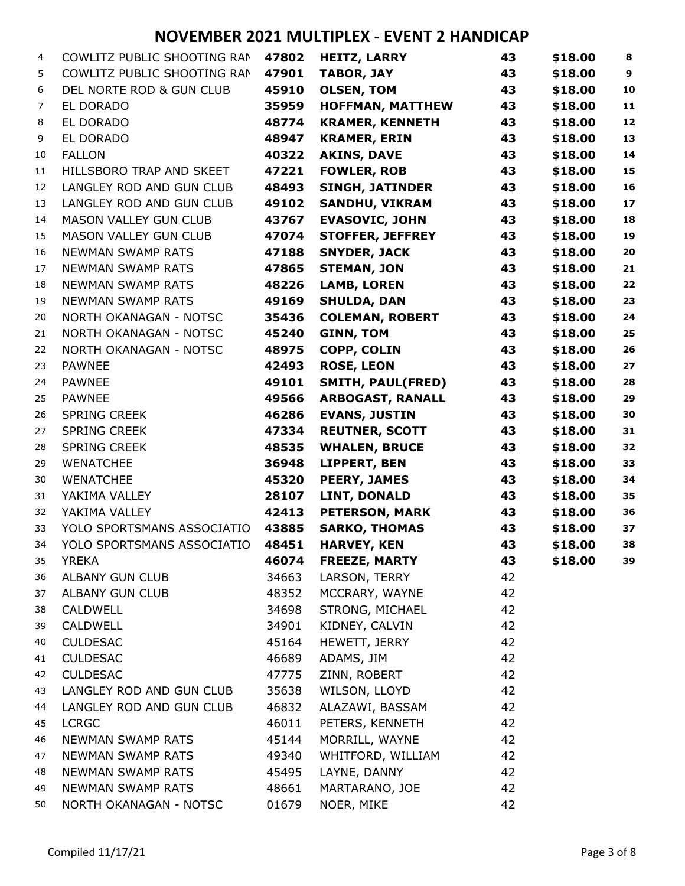# NOVEMBER 2021 MULTIPLEX - EVENT 2 HANDICAP

| | | | | | | |
|---|---|---|---|---|---|---|
| 4 | COWLITZ PUBLIC SHOOTING RAN | **47802** | **HEITZ, LARRY** | **43** | **$18.00** | **8** |
| 5 | COWLITZ PUBLIC SHOOTING RAN | **47901** | **TABOR, JAY** | **43** | **$18.00** | **9** |
| 6 | DEL NORTE ROD & GUN CLUB | **45910** | **OLSEN, TOM** | **43** | **$18.00** | **10** |
| 7 | EL DORADO | **35959** | **HOFFMAN, MATTHEW** | **43** | **$18.00** | **11** |
| 8 | EL DORADO | **48774** | **KRAMER, KENNETH** | **43** | **$18.00** | **12** |
| 9 | EL DORADO | **48947** | **KRAMER, ERIN** | **43** | **$18.00** | **13** |
| 10 | FALLON | **40322** | **AKINS, DAVE** | **43** | **$18.00** | **14** |
| 11 | HILLSBORO TRAP AND SKEET | **47221** | **FOWLER, ROB** | **43** | **$18.00** | **15** |
| 12 | LANGLEY ROD AND GUN CLUB | **48493** | **SINGH, JATINDER** | **43** | **$18.00** | **16** |
| 13 | LANGLEY ROD AND GUN CLUB | **49102** | **SANDHU, VIKRAM** | **43** | **$18.00** | **17** |
| 14 | MASON VALLEY GUN CLUB | **43767** | **EVASOVIC, JOHN** | **43** | **$18.00** | **18** |
| 15 | MASON VALLEY GUN CLUB | **47074** | **STOFFER, JEFFREY** | **43** | **$18.00** | **19** |
| 16 | NEWMAN SWAMP RATS | **47188** | **SNYDER, JACK** | **43** | **$18.00** | **20** |
| 17 | NEWMAN SWAMP RATS | **47865** | **STEMAN, JON** | **43** | **$18.00** | **21** |
| 18 | NEWMAN SWAMP RATS | **48226** | **LAMB, LOREN** | **43** | **$18.00** | **22** |
| 19 | NEWMAN SWAMP RATS | **49169** | **SHULDA, DAN** | **43** | **$18.00** | **23** |
| 20 | NORTH OKANAGAN - NOTSC | **35436** | **COLEMAN, ROBERT** | **43** | **$18.00** | **24** |
| 21 | NORTH OKANAGAN - NOTSC | **45240** | **GINN, TOM** | **43** | **$18.00** | **25** |
| 22 | NORTH OKANAGAN - NOTSC | **48975** | **COPP, COLIN** | **43** | **$18.00** | **26** |
| 23 | PAWNEE | **42493** | **ROSE, LEON** | **43** | **$18.00** | **27** |
| 24 | PAWNEE | **49101** | **SMITH, PAUL(FRED)** | **43** | **$18.00** | **28** |
| 25 | PAWNEE | **49566** | **ARBOGAST, RANALL** | **43** | **$18.00** | **29** |
| 26 | SPRING CREEK | **46286** | **EVANS, JUSTIN** | **43** | **$18.00** | **30** |
| 27 | SPRING CREEK | **47334** | **REUTNER, SCOTT** | **43** | **$18.00** | **31** |
| 28 | SPRING CREEK | **48535** | **WHALEN, BRUCE** | **43** | **$18.00** | **32** |
| 29 | WENATCHEE | **36948** | **LIPPERT, BEN** | **43** | **$18.00** | **33** |
| 30 | WENATCHEE | **45320** | **PEERY, JAMES** | **43** | **$18.00** | **34** |
| 31 | YAKIMA VALLEY | **28107** | **LINT, DONALD** | **43** | **$18.00** | **35** |
| 32 | YAKIMA VALLEY | **42413** | **PETERSON, MARK** | **43** | **$18.00** | **36** |
| 33 | YOLO SPORTSMANS ASSOCIATIO | **43885** | **SARKO, THOMAS** | **43** | **$18.00** | **37** |
| 34 | YOLO SPORTSMANS ASSOCIATIO | **48451** | **HARVEY, KEN** | **43** | **$18.00** | **38** |
| 35 | YREKA | **46074** | **FREEZE, MARTY** | **43** | **$18.00** | **39** |
| 36 | ALBANY GUN CLUB | 34663 | LARSON, TERRY | 42 | | |
| 37 | ALBANY GUN CLUB | 48352 | MCCRARY, WAYNE | 42 | | |
| 38 | CALDWELL | 34698 | STRONG, MICHAEL | 42 | | |
| 39 | CALDWELL | 34901 | KIDNEY, CALVIN | 42 | | |
| 40 | CULDESAC | 45164 | HEWETT, JERRY | 42 | | |
| 41 | CULDESAC | 46689 | ADAMS, JIM | 42 | | |
| 42 | CULDESAC | 47775 | ZINN, ROBERT | 42 | | |
| 43 | LANGLEY ROD AND GUN CLUB | 35638 | WILSON, LLOYD | 42 | | |
| 44 | LANGLEY ROD AND GUN CLUB | 46832 | ALAZAWI, BASSAM | 42 | | |
| 45 | LCRGC | 46011 | PETERS, KENNETH | 42 | | |
| 46 | NEWMAN SWAMP RATS | 45144 | MORRILL, WAYNE | 42 | | |
| 47 | NEWMAN SWAMP RATS | 49340 | WHITFORD, WILLIAM | 42 | | |
| 48 | NEWMAN SWAMP RATS | 45495 | LAYNE, DANNY | 42 | | |
| 49 | NEWMAN SWAMP RATS | 48661 | MARTARANO, JOE | 42 | | |
| 50 | NORTH OKANAGAN - NOTSC | 01679 | NOER, MIKE | 42 | | |

Compiled 11/17/21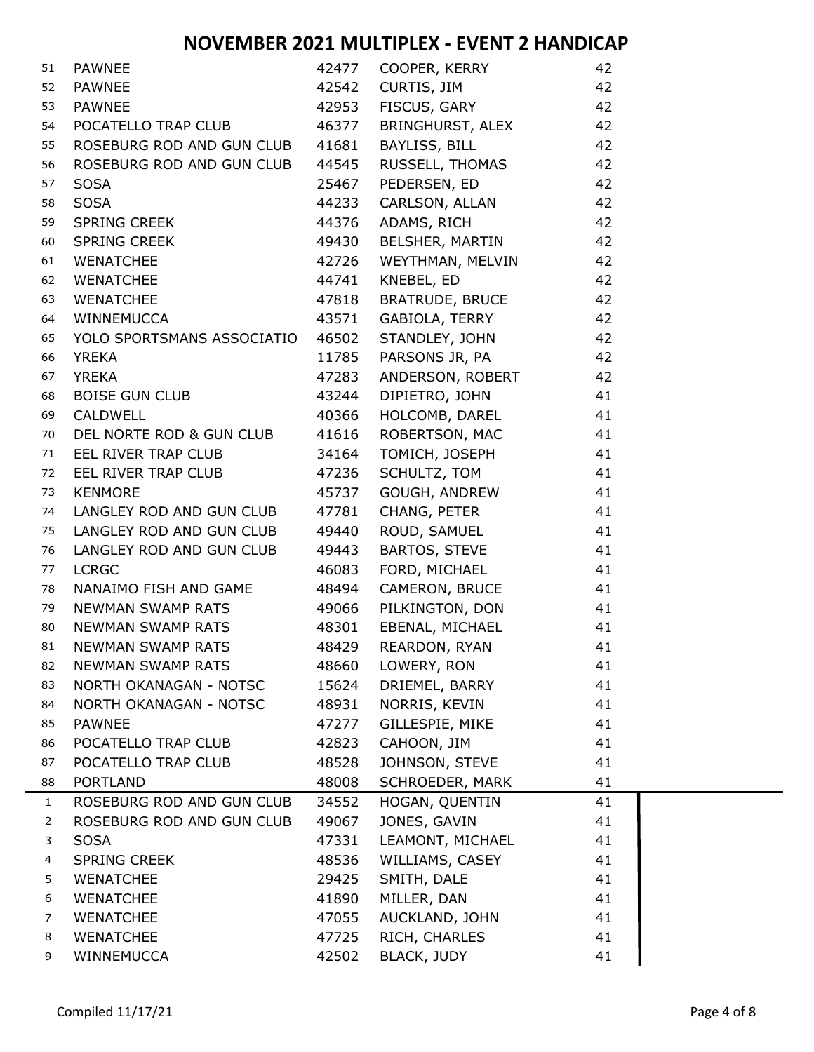# NOVEMBER 2021 MULTIPLEX - EVENT 2 HANDICAP

| | | | | |
|---|---|---|---|---|
| 51 | PAWNEE | 42477 | COOPER, KERRY | 42 |
| 52 | PAWNEE | 42542 | CURTIS, JIM | 42 |
| 53 | PAWNEE | 42953 | FISCUS, GARY | 42 |
| 54 | POCATELLO TRAP CLUB | 46377 | BRINGHURST, ALEX | 42 |
| 55 | ROSEBURG ROD AND GUN CLUB | 41681 | BAYLISS, BILL | 42 |
| 56 | ROSEBURG ROD AND GUN CLUB | 44545 | RUSSELL, THOMAS | 42 |
| 57 | SOSA | 25467 | PEDERSEN, ED | 42 |
| 58 | SOSA | 44233 | CARLSON, ALLAN | 42 |
| 59 | SPRING CREEK | 44376 | ADAMS, RICH | 42 |
| 60 | SPRING CREEK | 49430 | BELSHER, MARTIN | 42 |
| 61 | WENATCHEE | 42726 | WEYTHMAN, MELVIN | 42 |
| 62 | WENATCHEE | 44741 | KNEBEL, ED | 42 |
| 63 | WENATCHEE | 47818 | BRATRUDE, BRUCE | 42 |
| 64 | WINNEMUCCA | 43571 | GABIOLA, TERRY | 42 |
| 65 | YOLO SPORTSMANS ASSOCIATIO | 46502 | STANDLEY, JOHN | 42 |
| 66 | YREKA | 11785 | PARSONS JR, PA | 42 |
| 67 | YREKA | 47283 | ANDERSON, ROBERT | 42 |
| 68 | BOISE GUN CLUB | 43244 | DIPIETRO, JOHN | 41 |
| 69 | CALDWELL | 40366 | HOLCOMB, DAREL | 41 |
| 70 | DEL NORTE ROD & GUN CLUB | 41616 | ROBERTSON, MAC | 41 |
| 71 | EEL RIVER TRAP CLUB | 34164 | TOMICH, JOSEPH | 41 |
| 72 | EEL RIVER TRAP CLUB | 47236 | SCHULTZ, TOM | 41 |
| 73 | KENMORE | 45737 | GOUGH, ANDREW | 41 |
| 74 | LANGLEY ROD AND GUN CLUB | 47781 | CHANG, PETER | 41 |
| 75 | LANGLEY ROD AND GUN CLUB | 49440 | ROUD, SAMUEL | 41 |
| 76 | LANGLEY ROD AND GUN CLUB | 49443 | BARTOS, STEVE | 41 |
| 77 | LCRGC | 46083 | FORD, MICHAEL | 41 |
| 78 | NANAIMO FISH AND GAME | 48494 | CAMERON, BRUCE | 41 |
| 79 | NEWMAN SWAMP RATS | 49066 | PILKINGTON, DON | 41 |
| 80 | NEWMAN SWAMP RATS | 48301 | EBENAL, MICHAEL | 41 |
| 81 | NEWMAN SWAMP RATS | 48429 | REARDON, RYAN | 41 |
| 82 | NEWMAN SWAMP RATS | 48660 | LOWERY, RON | 41 |
| 83 | NORTH OKANAGAN - NOTSC | 15624 | DRIEMEL, BARRY | 41 |
| 84 | NORTH OKANAGAN - NOTSC | 48931 | NORRIS, KEVIN | 41 |
| 85 | PAWNEE | 47277 | GILLESPIE, MIKE | 41 |
| 86 | POCATELLO TRAP CLUB | 42823 | CAHOON, JIM | 41 |
| 87 | POCATELLO TRAP CLUB | 48528 | JOHNSON, STEVE | 41 |
| 88 | PORTLAND | 48008 | SCHROEDER, MARK | 41 |
| 1 | ROSEBURG ROD AND GUN CLUB | 34552 | HOGAN, QUENTIN | 41 |
| 2 | ROSEBURG ROD AND GUN CLUB | 49067 | JONES, GAVIN | 41 |
| 3 | SOSA | 47331 | LEAMONT, MICHAEL | 41 |
| 4 | SPRING CREEK | 48536 | WILLIAMS, CASEY | 41 |
| 5 | WENATCHEE | 29425 | SMITH, DALE | 41 |
| 6 | WENATCHEE | 41890 | MILLER, DAN | 41 |
| 7 | WENATCHEE | 47055 | AUCKLAND, JOHN | 41 |
| 8 | WENATCHEE | 47725 | RICH, CHARLES | 41 |
| 9 | WINNEMUCCA | 42502 | BLACK, JUDY | 41 |

Compiled 11/17/21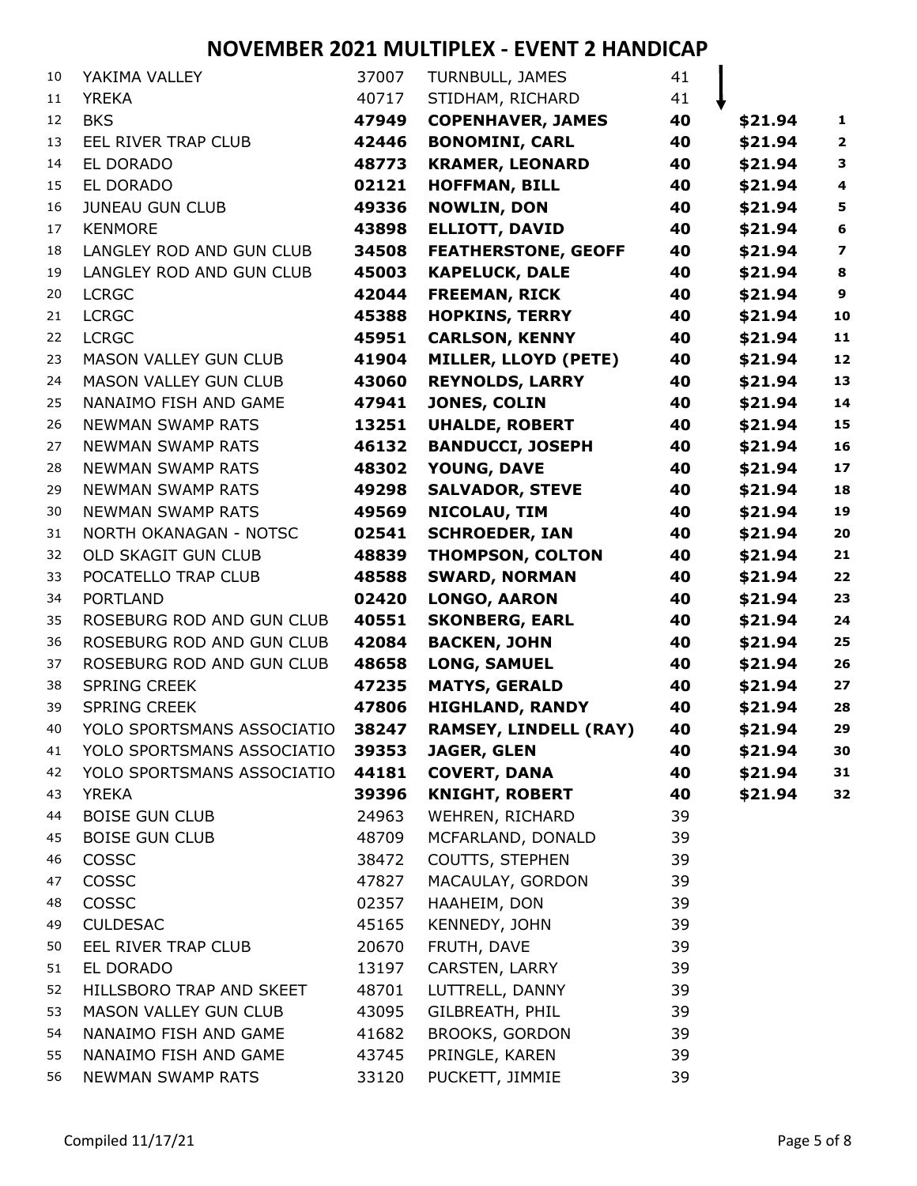# NOVEMBER 2021 MULTIPLEX - EVENT 2 HANDICAP

| | | | | | | |
|---|---|---|---|---|---|---|
| 10 | YAKIMA VALLEY | 37007 | TURNBULL, JAMES | 41 | | |
| 11 | YREKA | 40717 | STIDHAM, RICHARD | 41 | | |
| 12 | BKS | **47949** | **COPENHAVER, JAMES** | **40** | **$21.94** | **1** |
| 13 | EEL RIVER TRAP CLUB | **42446** | **BONOMINI, CARL** | **40** | **$21.94** | **2** |
| 14 | EL DORADO | **48773** | **KRAMER, LEONARD** | **40** | **$21.94** | **3** |
| 15 | EL DORADO | **02121** | **HOFFMAN, BILL** | **40** | **$21.94** | **4** |
| 16 | JUNEAU GUN CLUB | **49336** | **NOWLIN, DON** | **40** | **$21.94** | **5** |
| 17 | KENMORE | **43898** | **ELLIOTT, DAVID** | **40** | **$21.94** | **6** |
| 18 | LANGLEY ROD AND GUN CLUB | **34508** | **FEATHERSTONE, GEOFF** | **40** | **$21.94** | **7** |
| 19 | LANGLEY ROD AND GUN CLUB | **45003** | **KAPELUCK, DALE** | **40** | **$21.94** | **8** |
| 20 | LCRGC | **42044** | **FREEMAN, RICK** | **40** | **$21.94** | **9** |
| 21 | LCRGC | **45388** | **HOPKINS, TERRY** | **40** | **$21.94** | **10** |
| 22 | LCRGC | **45951** | **CARLSON, KENNY** | **40** | **$21.94** | **11** |
| 23 | MASON VALLEY GUN CLUB | **41904** | **MILLER, LLOYD (PETE)** | **40** | **$21.94** | **12** |
| 24 | MASON VALLEY GUN CLUB | **43060** | **REYNOLDS, LARRY** | **40** | **$21.94** | **13** |
| 25 | NANAIMO FISH AND GAME | **47941** | **JONES, COLIN** | **40** | **$21.94** | **14** |
| 26 | NEWMAN SWAMP RATS | **13251** | **UHALDE, ROBERT** | **40** | **$21.94** | **15** |
| 27 | NEWMAN SWAMP RATS | **46132** | **BANDUCCI, JOSEPH** | **40** | **$21.94** | **16** |
| 28 | NEWMAN SWAMP RATS | **48302** | **YOUNG, DAVE** | **40** | **$21.94** | **17** |
| 29 | NEWMAN SWAMP RATS | **49298** | **SALVADOR, STEVE** | **40** | **$21.94** | **18** |
| 30 | NEWMAN SWAMP RATS | **49569** | **NICOLAU, TIM** | **40** | **$21.94** | **19** |
| 31 | NORTH OKANAGAN - NOTSC | **02541** | **SCHROEDER, IAN** | **40** | **$21.94** | **20** |
| 32 | OLD SKAGIT GUN CLUB | **48839** | **THOMPSON, COLTON** | **40** | **$21.94** | **21** |
| 33 | POCATELLO TRAP CLUB | **48588** | **SWARD, NORMAN** | **40** | **$21.94** | **22** |
| 34 | PORTLAND | **02420** | **LONGO, AARON** | **40** | **$21.94** | **23** |
| 35 | ROSEBURG ROD AND GUN CLUB | **40551** | **SKONBERG, EARL** | **40** | **$21.94** | **24** |
| 36 | ROSEBURG ROD AND GUN CLUB | **42084** | **BACKEN, JOHN** | **40** | **$21.94** | **25** |
| 37 | ROSEBURG ROD AND GUN CLUB | **48658** | **LONG, SAMUEL** | **40** | **$21.94** | **26** |
| 38 | SPRING CREEK | **47235** | **MATYS, GERALD** | **40** | **$21.94** | **27** |
| 39 | SPRING CREEK | **47806** | **HIGHLAND, RANDY** | **40** | **$21.94** | **28** |
| 40 | YOLO SPORTSMANS ASSOCIATIO | **38247** | **RAMSEY, LINDELL (RAY)** | **40** | **$21.94** | **29** |
| 41 | YOLO SPORTSMANS ASSOCIATIO | **39353** | **JAGER, GLEN** | **40** | **$21.94** | **30** |
| 42 | YOLO SPORTSMANS ASSOCIATIO | **44181** | **COVERT, DANA** | **40** | **$21.94** | **31** |
| 43 | YREKA | **39396** | **KNIGHT, ROBERT** | **40** | **$21.94** | **32** |
| 44 | BOISE GUN CLUB | 24963 | WEHREN, RICHARD | 39 | | |
| 45 | BOISE GUN CLUB | 48709 | MCFARLAND, DONALD | 39 | | |
| 46 | COSSC | 38472 | COUTTS, STEPHEN | 39 | | |
| 47 | COSSC | 47827 | MACAULAY, GORDON | 39 | | |
| 48 | COSSC | 02357 | HAAHEIM, DON | 39 | | |
| 49 | CULDESAC | 45165 | KENNEDY, JOHN | 39 | | |
| 50 | EEL RIVER TRAP CLUB | 20670 | FRUTH, DAVE | 39 | | |
| 51 | EL DORADO | 13197 | CARSTEN, LARRY | 39 | | |
| 52 | HILLSBORO TRAP AND SKEET | 48701 | LUTTRELL, DANNY | 39 | | |
| 53 | MASON VALLEY GUN CLUB | 43095 | GILBREATH, PHIL | 39 | | |
| 54 | NANAIMO FISH AND GAME | 41682 | BROOKS, GORDON | 39 | | |
| 55 | NANAIMO FISH AND GAME | 43745 | PRINGLE, KAREN | 39 | | |
| 56 | NEWMAN SWAMP RATS | 33120 | PUCKETT, JIMMIE | 39 | | |

Compiled 11/17/21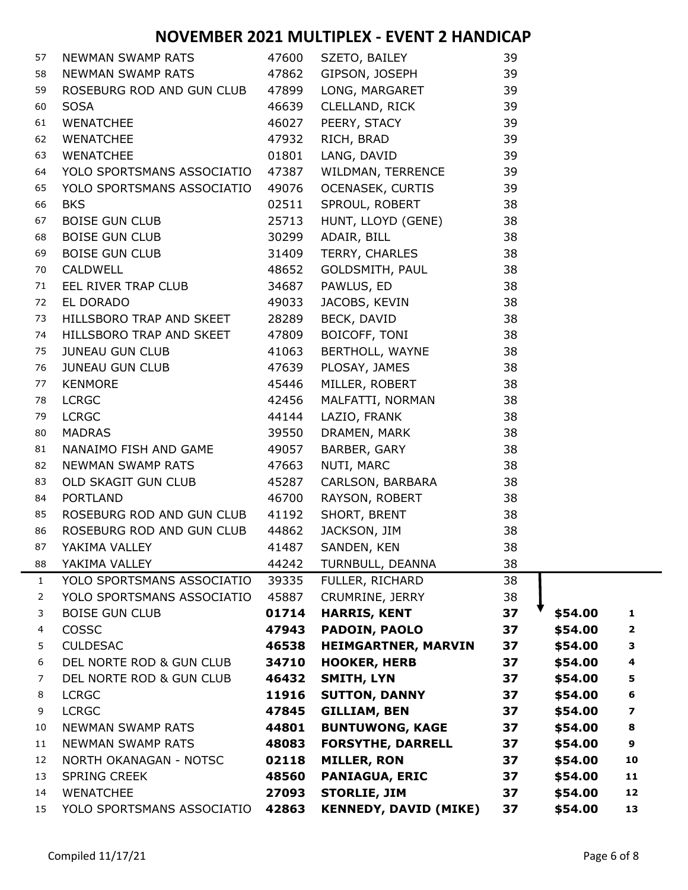# NOVEMBER 2021 MULTIPLEX - EVENT 2 HANDICAP

| | | | | | | |
|---|---|---|---|---|---|---|
| 57 | NEWMAN SWAMP RATS | 47600 | SZETO, BAILEY | 39 | | |
| 58 | NEWMAN SWAMP RATS | 47862 | GIPSON, JOSEPH | 39 | | |
| 59 | ROSEBURG ROD AND GUN CLUB | 47899 | LONG, MARGARET | 39 | | |
| 60 | SOSA | 46639 | CLELLAND, RICK | 39 | | |
| 61 | WENATCHEE | 46027 | PEERY, STACY | 39 | | |
| 62 | WENATCHEE | 47932 | RICH, BRAD | 39 | | |
| 63 | WENATCHEE | 01801 | LANG, DAVID | 39 | | |
| 64 | YOLO SPORTSMANS ASSOCIATIO | 47387 | WILDMAN, TERRENCE | 39 | | |
| 65 | YOLO SPORTSMANS ASSOCIATIO | 49076 | OCENASEK, CURTIS | 39 | | |
| 66 | BKS | 02511 | SPROUL, ROBERT | 38 | | |
| 67 | BOISE GUN CLUB | 25713 | HUNT, LLOYD (GENE) | 38 | | |
| 68 | BOISE GUN CLUB | 30299 | ADAIR, BILL | 38 | | |
| 69 | BOISE GUN CLUB | 31409 | TERRY, CHARLES | 38 | | |
| 70 | CALDWELL | 48652 | GOLDSMITH, PAUL | 38 | | |
| 71 | EEL RIVER TRAP CLUB | 34687 | PAWLUS, ED | 38 | | |
| 72 | EL DORADO | 49033 | JACOBS, KEVIN | 38 | | |
| 73 | HILLSBORO TRAP AND SKEET | 28289 | BECK, DAVID | 38 | | |
| 74 | HILLSBORO TRAP AND SKEET | 47809 | BOICOFF, TONI | 38 | | |
| 75 | JUNEAU GUN CLUB | 41063 | BERTHOLL, WAYNE | 38 | | |
| 76 | JUNEAU GUN CLUB | 47639 | PLOSAY, JAMES | 38 | | |
| 77 | KENMORE | 45446 | MILLER, ROBERT | 38 | | |
| 78 | LCRGC | 42456 | MALFATTI, NORMAN | 38 | | |
| 79 | LCRGC | 44144 | LAZIO, FRANK | 38 | | |
| 80 | MADRAS | 39550 | DRAMEN, MARK | 38 | | |
| 81 | NANAIMO FISH AND GAME | 49057 | BARBER, GARY | 38 | | |
| 82 | NEWMAN SWAMP RATS | 47663 | NUTI, MARC | 38 | | |
| 83 | OLD SKAGIT GUN CLUB | 45287 | CARLSON, BARBARA | 38 | | |
| 84 | PORTLAND | 46700 | RAYSON, ROBERT | 38 | | |
| 85 | ROSEBURG ROD AND GUN CLUB | 41192 | SHORT, BRENT | 38 | | |
| 86 | ROSEBURG ROD AND GUN CLUB | 44862 | JACKSON, JIM | 38 | | |
| 87 | YAKIMA VALLEY | 41487 | SANDEN, KEN | 38 | | |
| 88 | YAKIMA VALLEY | 44242 | TURNBULL, DEANNA | 38 | | |
| 1 | YOLO SPORTSMANS ASSOCIATIO | 39335 | FULLER, RICHARD | 38 | | |
| 2 | YOLO SPORTSMANS ASSOCIATIO | 45887 | CRUMRINE, JERRY | 38 | | |
| 3 | BOISE GUN CLUB | **01714** | **HARRIS, KENT** | **37** | **$54.00** | **1** |
| 4 | COSSC | **47943** | **PADOIN, PAOLO** | **37** | **$54.00** | **2** |
| 5 | CULDESAC | **46538** | **HEIMGARTNER, MARVIN** | **37** | **$54.00** | **3** |
| 6 | DEL NORTE ROD & GUN CLUB | **34710** | **HOOKER, HERB** | **37** | **$54.00** | **4** |
| 7 | DEL NORTE ROD & GUN CLUB | **46432** | **SMITH, LYN** | **37** | **$54.00** | **5** |
| 8 | LCRGC | **11916** | **SUTTON, DANNY** | **37** | **$54.00** | **6** |
| 9 | LCRGC | **47845** | **GILLIAM, BEN** | **37** | **$54.00** | **7** |
| 10 | NEWMAN SWAMP RATS | **44801** | **BUNTUWONG, KAGE** | **37** | **$54.00** | **8** |
| 11 | NEWMAN SWAMP RATS | **48083** | **FORSYTHE, DARRELL** | **37** | **$54.00** | **9** |
| 12 | NORTH OKANAGAN - NOTSC | **02118** | **MILLER, RON** | **37** | **$54.00** | **10** |
| 13 | SPRING CREEK | **48560** | **PANIAGUA, ERIC** | **37** | **$54.00** | **11** |
| 14 | WENATCHEE | **27093** | **STORLIE, JIM** | **37** | **$54.00** | **12** |
| 15 | YOLO SPORTSMANS ASSOCIATIO | **42863** | **KENNEDY, DAVID (MIKE)** | **37** | **$54.00** | **13** |

Compiled 11/17/21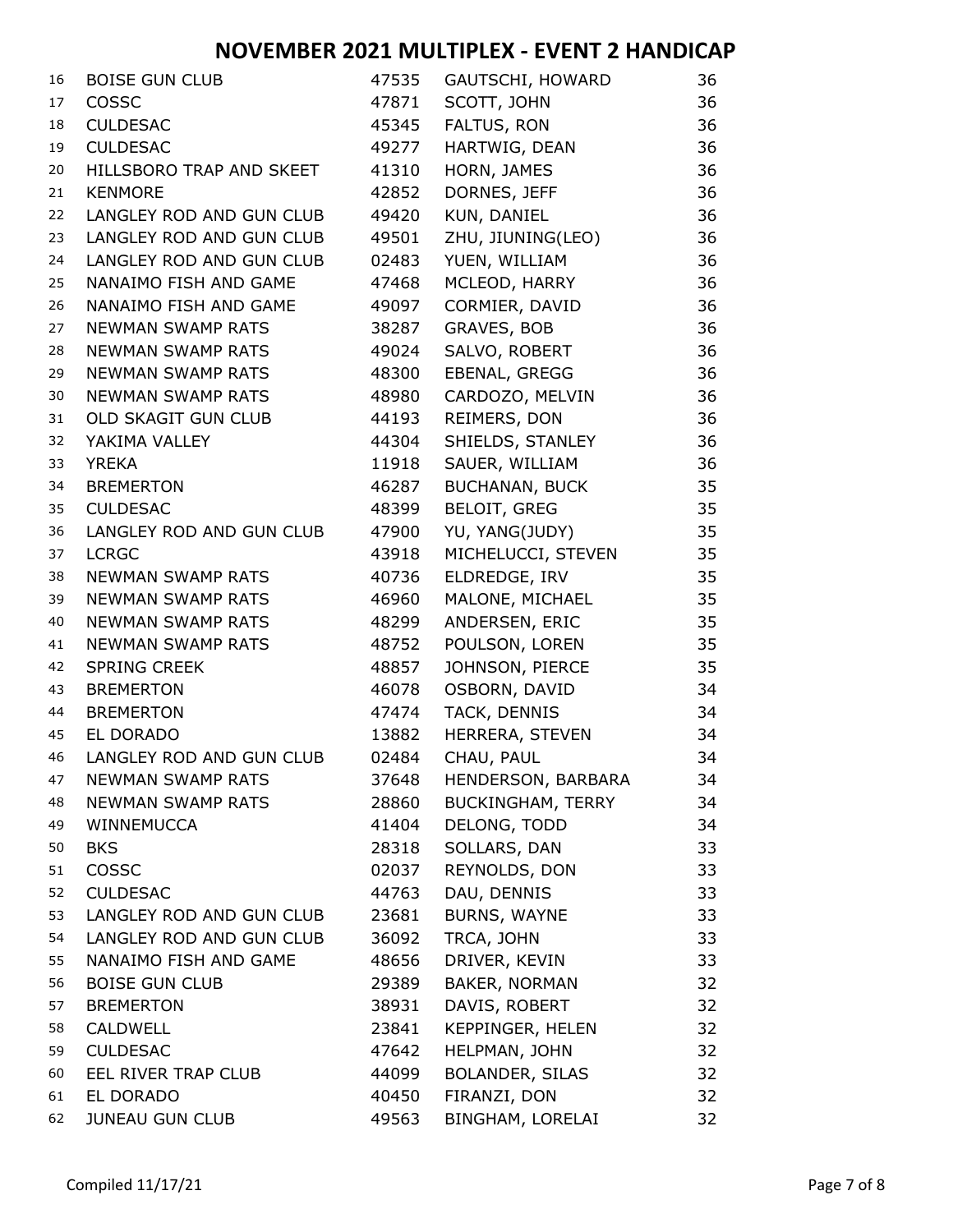# NOVEMBER 2021 MULTIPLEX - EVENT 2 HANDICAP

| | | | | |
|---|---|---|---|---|
| 16 | BOISE GUN CLUB | 47535 | GAUTSCHI, HOWARD | 36 |
| 17 | COSSC | 47871 | SCOTT, JOHN | 36 |
| 18 | CULDESAC | 45345 | FALTUS, RON | 36 |
| 19 | CULDESAC | 49277 | HARTWIG, DEAN | 36 |
| 20 | HILLSBORO TRAP AND SKEET | 41310 | HORN, JAMES | 36 |
| 21 | KENMORE | 42852 | DORNES, JEFF | 36 |
| 22 | LANGLEY ROD AND GUN CLUB | 49420 | KUN, DANIEL | 36 |
| 23 | LANGLEY ROD AND GUN CLUB | 49501 | ZHU, JIUNING(LEO) | 36 |
| 24 | LANGLEY ROD AND GUN CLUB | 02483 | YUEN, WILLIAM | 36 |
| 25 | NANAIMO FISH AND GAME | 47468 | MCLEOD, HARRY | 36 |
| 26 | NANAIMO FISH AND GAME | 49097 | CORMIER, DAVID | 36 |
| 27 | NEWMAN SWAMP RATS | 38287 | GRAVES, BOB | 36 |
| 28 | NEWMAN SWAMP RATS | 49024 | SALVO, ROBERT | 36 |
| 29 | NEWMAN SWAMP RATS | 48300 | EBENAL, GREGG | 36 |
| 30 | NEWMAN SWAMP RATS | 48980 | CARDOZO, MELVIN | 36 |
| 31 | OLD SKAGIT GUN CLUB | 44193 | REIMERS, DON | 36 |
| 32 | YAKIMA VALLEY | 44304 | SHIELDS, STANLEY | 36 |
| 33 | YREKA | 11918 | SAUER, WILLIAM | 36 |
| 34 | BREMERTON | 46287 | BUCHANAN, BUCK | 35 |
| 35 | CULDESAC | 48399 | BELOIT, GREG | 35 |
| 36 | LANGLEY ROD AND GUN CLUB | 47900 | YU, YANG(JUDY) | 35 |
| 37 | LCRGC | 43918 | MICHELUCCI, STEVEN | 35 |
| 38 | NEWMAN SWAMP RATS | 40736 | ELDREDGE, IRV | 35 |
| 39 | NEWMAN SWAMP RATS | 46960 | MALONE, MICHAEL | 35 |
| 40 | NEWMAN SWAMP RATS | 48299 | ANDERSEN, ERIC | 35 |
| 41 | NEWMAN SWAMP RATS | 48752 | POULSON, LOREN | 35 |
| 42 | SPRING CREEK | 48857 | JOHNSON, PIERCE | 35 |
| 43 | BREMERTON | 46078 | OSBORN, DAVID | 34 |
| 44 | BREMERTON | 47474 | TACK, DENNIS | 34 |
| 45 | EL DORADO | 13882 | HERRERA, STEVEN | 34 |
| 46 | LANGLEY ROD AND GUN CLUB | 02484 | CHAU, PAUL | 34 |
| 47 | NEWMAN SWAMP RATS | 37648 | HENDERSON, BARBARA | 34 |
| 48 | NEWMAN SWAMP RATS | 28860 | BUCKINGHAM, TERRY | 34 |
| 49 | WINNEMUCCA | 41404 | DELONG, TODD | 34 |
| 50 | BKS | 28318 | SOLLARS, DAN | 33 |
| 51 | COSSC | 02037 | REYNOLDS, DON | 33 |
| 52 | CULDESAC | 44763 | DAU, DENNIS | 33 |
| 53 | LANGLEY ROD AND GUN CLUB | 23681 | BURNS, WAYNE | 33 |
| 54 | LANGLEY ROD AND GUN CLUB | 36092 | TRCA, JOHN | 33 |
| 55 | NANAIMO FISH AND GAME | 48656 | DRIVER, KEVIN | 33 |
| 56 | BOISE GUN CLUB | 29389 | BAKER, NORMAN | 32 |
| 57 | BREMERTON | 38931 | DAVIS, ROBERT | 32 |
| 58 | CALDWELL | 23841 | KEPPINGER, HELEN | 32 |
| 59 | CULDESAC | 47642 | HELPMAN, JOHN | 32 |
| 60 | EEL RIVER TRAP CLUB | 44099 | BOLANDER, SILAS | 32 |
| 61 | EL DORADO | 40450 | FIRANZI, DON | 32 |
| 62 | JUNEAU GUN CLUB | 49563 | BINGHAM, LORELAI | 32 |

Compiled 11/17/21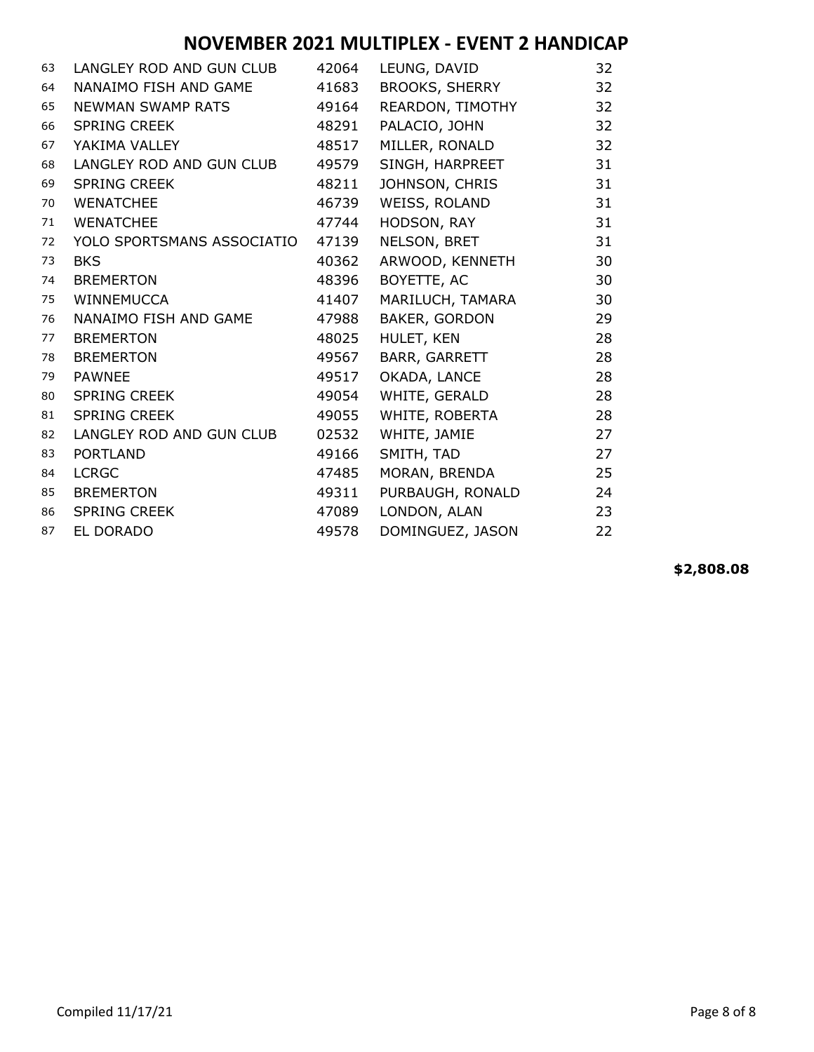# NOVEMBER 2021 MULTIPLEX - EVENT 2 HANDICAP

| | | | | |
|---|---|---|---|---|
| 63 | LANGLEY ROD AND GUN CLUB | 42064 | LEUNG, DAVID | 32 |
| 64 | NANAIMO FISH AND GAME | 41683 | BROOKS, SHERRY | 32 |
| 65 | NEWMAN SWAMP RATS | 49164 | REARDON, TIMOTHY | 32 |
| 66 | SPRING CREEK | 48291 | PALACIO, JOHN | 32 |
| 67 | YAKIMA VALLEY | 48517 | MILLER, RONALD | 32 |
| 68 | LANGLEY ROD AND GUN CLUB | 49579 | SINGH, HARPREET | 31 |
| 69 | SPRING CREEK | 48211 | JOHNSON, CHRIS | 31 |
| 70 | WENATCHEE | 46739 | WEISS, ROLAND | 31 |
| 71 | WENATCHEE | 47744 | HODSON, RAY | 31 |
| 72 | YOLO SPORTSMANS ASSOCIATIO | 47139 | NELSON, BRET | 31 |
| 73 | BKS | 40362 | ARWOOD, KENNETH | 30 |
| 74 | BREMERTON | 48396 | BOYETTE, AC | 30 |
| 75 | WINNEMUCCA | 41407 | MARILUCH, TAMARA | 30 |
| 76 | NANAIMO FISH AND GAME | 47988 | BAKER, GORDON | 29 |
| 77 | BREMERTON | 48025 | HULET, KEN | 28 |
| 78 | BREMERTON | 49567 | BARR, GARRETT | 28 |
| 79 | PAWNEE | 49517 | OKADA, LANCE | 28 |
| 80 | SPRING CREEK | 49054 | WHITE, GERALD | 28 |
| 81 | SPRING CREEK | 49055 | WHITE, ROBERTA | 28 |
| 82 | LANGLEY ROD AND GUN CLUB | 02532 | WHITE, JAMIE | 27 |
| 83 | PORTLAND | 49166 | SMITH, TAD | 27 |
| 84 | LCRGC | 47485 | MORAN, BRENDA | 25 |
| 85 | BREMERTON | 49311 | PURBAUGH, RONALD | 24 |
| 86 | SPRING CREEK | 47089 | LONDON, ALAN | 23 |
| 87 | EL DORADO | 49578 | DOMINGUEZ, JASON | 22 |

**$2,808.08**

Compiled 11/17/21